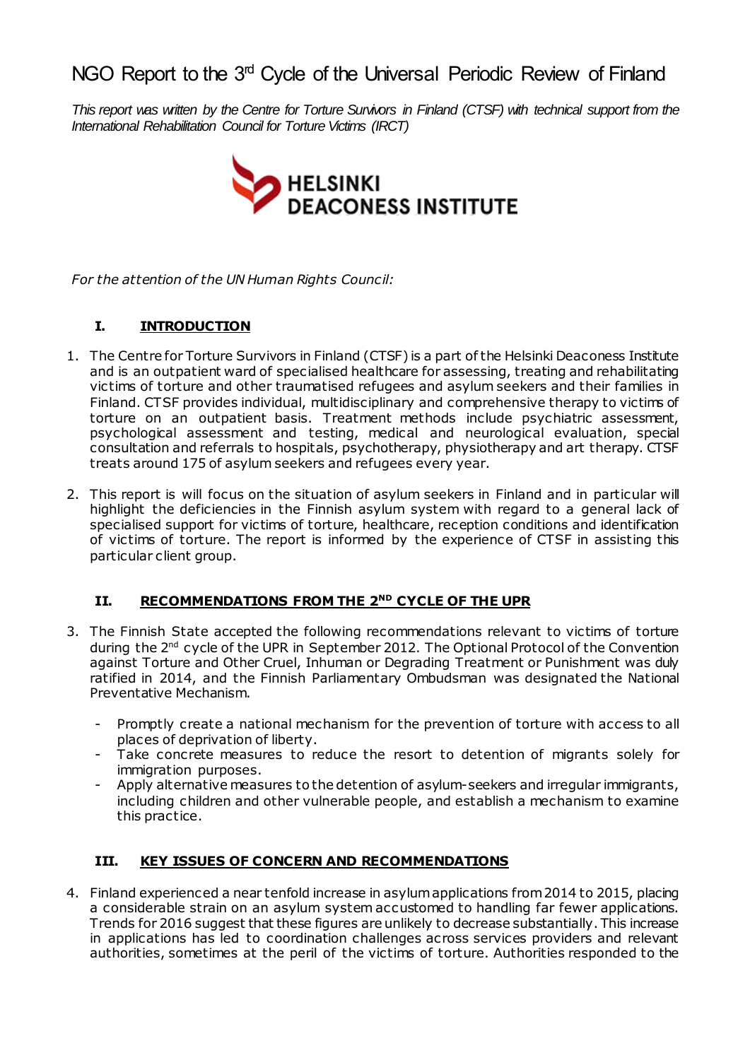# NGO Report to the 3rd Cycle of the Universal Periodic Review of Finland

*This report was written by the Centre for Torture Survivors in Finland (CTSF) with technical support from the International Rehabilitation Council for Torture Victims (IRCT)*

HELSINKI DEACONESS INSTITUTE

*For the attention of the UN Human Rights Council:*

## I. INTRODUCTION

1. The Centre for Torture Survivors in Finland (CTSF) is a part of the Helsinki Deaconess Institute and is an outpatient ward of specialised healthcare for assessing, treating and rehabilitating victims of torture and other traumatised refugees and asylum seekers and their families in Finland. CTSF provides individual, multidisciplinary and comprehensive therapy to victims of torture on an outpatient basis. Treatment methods include psychiatric assessment, psychological assessment and testing, medical and neurological evaluation, special consultation and referrals to hospitals, psychotherapy, physiotherapy and art therapy. CTSF treats around 175 of asylum seekers and refugees every year.

2. This report is will focus on the situation of asylum seekers in Finland and in particular will highlight the deficiencies in the Finnish asylum system with regard to a general lack of specialised support for victims of torture, healthcare, reception conditions and identification of victims of torture. The report is informed by the experience of CTSF in assisting this particular client group.

## II. RECOMMENDATIONS FROM THE 2ND CYCLE OF THE UPR

3. The Finnish State accepted the following recommendations relevant to victims of torture during the 2nd cycle of the UPR in September 2012. The Optional Protocol of the Convention against Torture and Other Cruel, Inhuman or Degrading Treatment or Punishment was duly ratified in 2014, and the Finnish Parliamentary Ombudsman was designated the National Preventative Mechanism.

   - Promptly create a national mechanism for the prevention of torture with access to all places of deprivation of liberty.
   - Take concrete measures to reduce the resort to detention of migrants solely for immigration purposes.
   - Apply alternative measures to the detention of asylum-seekers and irregular immigrants, including children and other vulnerable people, and establish a mechanism to examine this practice.

## III. KEY ISSUES OF CONCERN AND RECOMMENDATIONS

4. Finland experienced a near tenfold increase in asylum applications from 2014 to 2015, placing a considerable strain on an asylum system accustomed to handling far fewer applications. Trends for 2016 suggest that these figures are unlikely to decrease substantially. This increase in applications has led to coordination challenges across services providers and relevant authorities, sometimes at the peril of the victims of torture. Authorities responded to the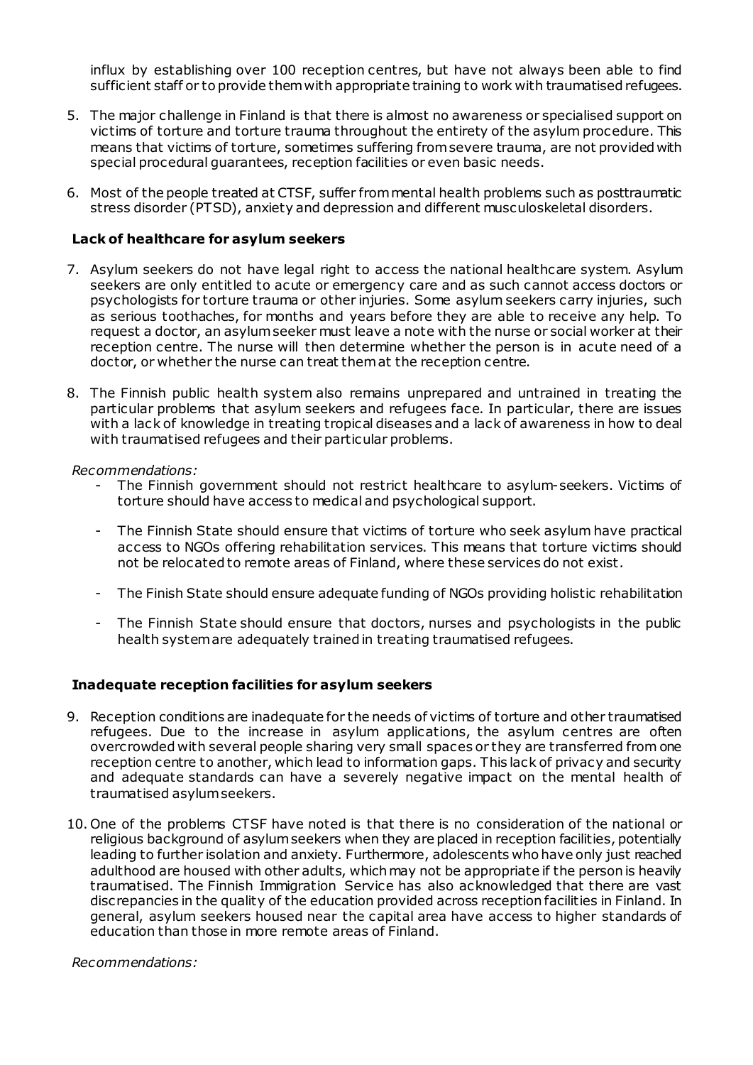influx by establishing over 100 reception centres, but have not always been able to find sufficient staff or to provide them with appropriate training to work with traumatised refugees.

5. The major challenge in Finland is that there is almost no awareness or specialised support on victims of torture and torture trauma throughout the entirety of the asylum procedure. This means that victims of torture, sometimes suffering from severe trauma, are not provided with special procedural guarantees, reception facilities or even basic needs.

6. Most of the people treated at CTSF, suffer from mental health problems such as posttraumatic stress disorder (PTSD), anxiety and depression and different musculoskeletal disorders.

**Lack of healthcare for asylum seekers**

7. Asylum seekers do not have legal right to access the national healthcare system. Asylum seekers are only entitled to acute or emergency care and as such cannot access doctors or psychologists for torture trauma or other injuries. Some asylum seekers carry injuries, such as serious toothaches, for months and years before they are able to receive any help. To request a doctor, an asylum seeker must leave a note with the nurse or social worker at their reception centre. The nurse will then determine whether the person is in acute need of a doctor, or whether the nurse can treat them at the reception centre.

8. The Finnish public health system also remains unprepared and untrained in treating the particular problems that asylum seekers and refugees face. In particular, there are issues with a lack of knowledge in treating tropical diseases and a lack of awareness in how to deal with traumatised refugees and their particular problems.

*Recommendations:*

- The Finnish government should not restrict healthcare to asylum-seekers. Victims of torture should have access to medical and psychological support.
- The Finnish State should ensure that victims of torture who seek asylum have practical access to NGOs offering rehabilitation services. This means that torture victims should not be relocated to remote areas of Finland, where these services do not exist.
- The Finish State should ensure adequate funding of NGOs providing holistic rehabilitation
- The Finnish State should ensure that doctors, nurses and psychologists in the public health system are adequately trained in treating traumatised refugees.

**Inadequate reception facilities for asylum seekers**

9. Reception conditions are inadequate for the needs of victims of torture and other traumatised refugees. Due to the increase in asylum applications, the asylum centres are often overcrowded with several people sharing very small spaces or they are transferred from one reception centre to another, which lead to information gaps. This lack of privacy and security and adequate standards can have a severely negative impact on the mental health of traumatised asylum seekers.

10. One of the problems CTSF have noted is that there is no consideration of the national or religious background of asylum seekers when they are placed in reception facilities, potentially leading to further isolation and anxiety. Furthermore, adolescents who have only just reached adulthood are housed with other adults, which may not be appropriate if the person is heavily traumatised. The Finnish Immigration Service has also acknowledged that there are vast discrepancies in the quality of the education provided across reception facilities in Finland. In general, asylum seekers housed near the capital area have access to higher standards of education than those in more remote areas of Finland.

*Recommendations:*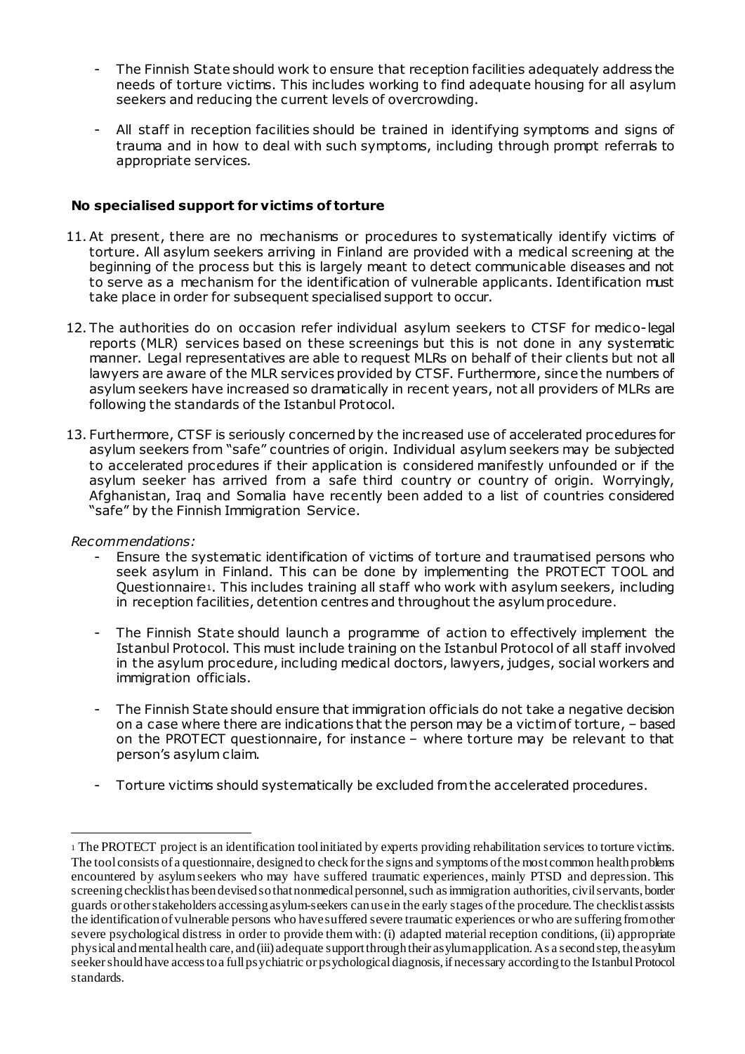- The Finnish State should work to ensure that reception facilities adequately address the needs of torture victims. This includes working to find adequate housing for all asylum seekers and reducing the current levels of overcrowding.

- All staff in reception facilities should be trained in identifying symptoms and signs of trauma and in how to deal with such symptoms, including through prompt referrals to appropriate services.

### No specialised support for victims of torture

11. At present, there are no mechanisms or procedures to systematically identify victims of torture. All asylum seekers arriving in Finland are provided with a medical screening at the beginning of the process but this is largely meant to detect communicable diseases and not to serve as a mechanism for the identification of vulnerable applicants. Identification must take place in order for subsequent specialised support to occur.

12. The authorities do on occasion refer individual asylum seekers to CTSF for medico-legal reports (MLR) services based on these screenings but this is not done in any systematic manner. Legal representatives are able to request MLRs on behalf of their clients but not all lawyers are aware of the MLR services provided by CTSF. Furthermore, since the numbers of asylum seekers have increased so dramatically in recent years, not all providers of MLRs are following the standards of the Istanbul Protocol.

13. Furthermore, CTSF is seriously concerned by the increased use of accelerated procedures for asylum seekers from "safe" countries of origin. Individual asylum seekers may be subjected to accelerated procedures if their application is considered manifestly unfounded or if the asylum seeker has arrived from a safe third country or country of origin. Worryingly, Afghanistan, Iraq and Somalia have recently been added to a list of countries considered "safe" by the Finnish Immigration Service.

*Recommendations:*

- Ensure the systematic identification of victims of torture and traumatised persons who seek asylum in Finland. This can be done by implementing the PROTECT TOOL and Questionnaire[1]. This includes training all staff who work with asylum seekers, including in reception facilities, detention centres and throughout the asylum procedure.

- The Finnish State should launch a programme of action to effectively implement the Istanbul Protocol. This must include training on the Istanbul Protocol of all staff involved in the asylum procedure, including medical doctors, lawyers, judges, social workers and immigration officials.

- The Finnish State should ensure that immigration officials do not take a negative decision on a case where there are indications that the person may be a victim of torture, – based on the PROTECT questionnaire, for instance – where torture may be relevant to that person's asylum claim.

- Torture victims should systematically be excluded from the accelerated procedures.

---

[1] The PROTECT project is an identification tool initiated by experts providing rehabilitation services to torture victims. The tool consists of a questionnaire, designed to check for the signs and symptoms of the most common health problems encountered by asylum seekers who may have suffered traumatic experiences, mainly PTSD and depression. This screening checklist has been devised so that nonmedical personnel, such as immigration authorities, civil servants, border guards or other stakeholders accessing asylum-seekers can use in the early stages of the procedure. The checklist assists the identification of vulnerable persons who have suffered severe traumatic experiences or who are suffering from other severe psychological distress in order to provide them with: (i) adapted material reception conditions, (ii) appropriate physical and mental health care, and (iii) adequate support through their asylum application. As a second step, the asylum seeker should have access to a full psychiatric or psychological diagnosis, if necessary according to the Istanbul Protocol standards.